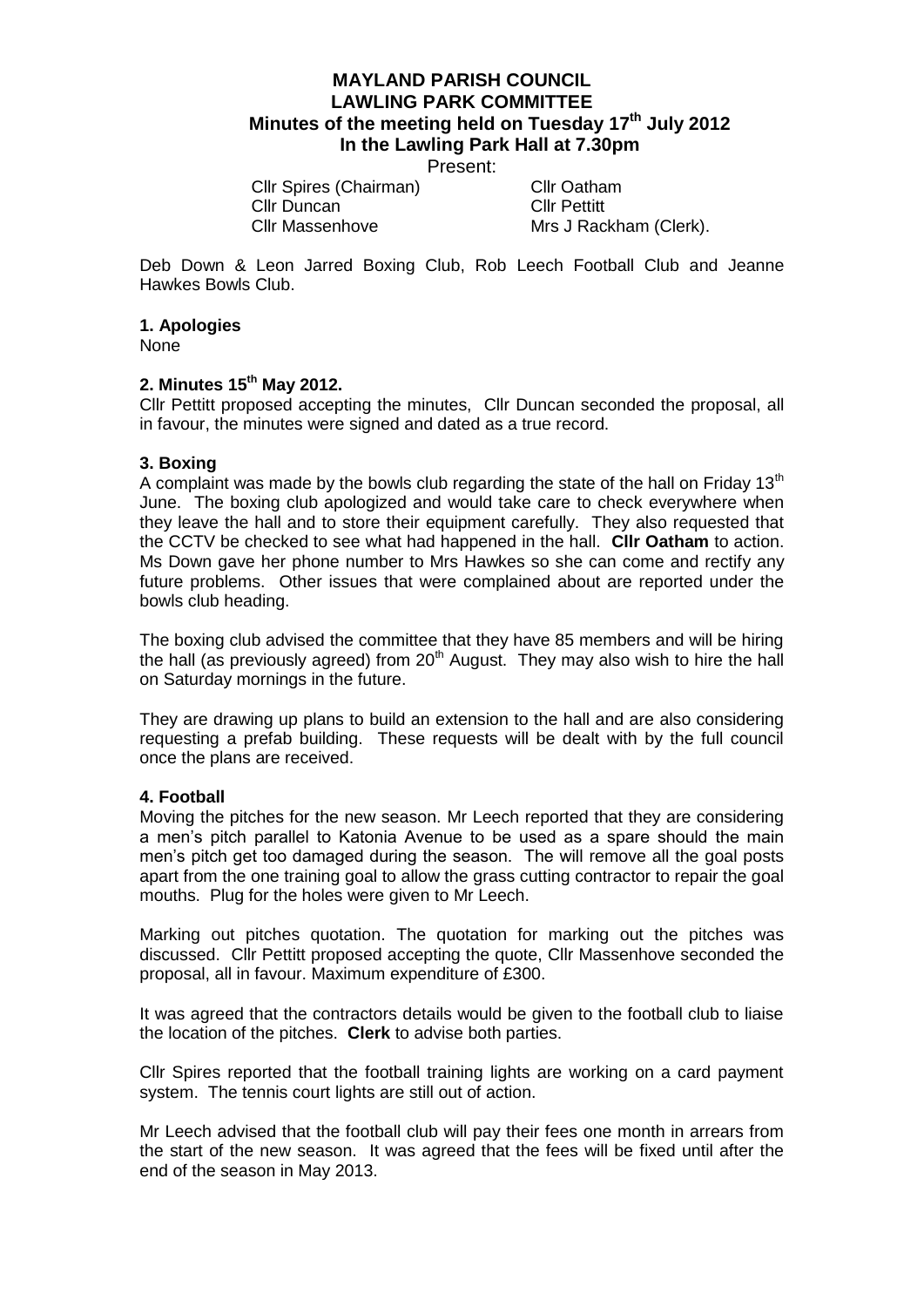# MAYLAND PARISH COUNCIL
## LAWLING PARK COMMITTEE
### Minutes of the meeting held on Tuesday 17th July 2012
### In the Lawling Park Hall at 7.30pm

Present:

| | |
|---|---|
| Cllr Spires (Chairman) | Cllr Oatham |
| Cllr Duncan | Cllr Pettitt |
| Cllr Massenhove | Mrs J Rackham (Clerk). |

Deb Down & Leon Jarred Boxing Club, Rob Leech Football Club and Jeanne Hawkes Bowls Club.

**1. Apologies**

None

**2. Minutes 15th May 2012.**

Cllr Pettitt proposed accepting the minutes, Cllr Duncan seconded the proposal, all in favour, the minutes were signed and dated as a true record.

**3. Boxing**

A complaint was made by the bowls club regarding the state of the hall on Friday 13th June. The boxing club apologized and would take care to check everywhere when they leave the hall and to store their equipment carefully. They also requested that the CCTV be checked to see what had happened in the hall. **Cllr Oatham** to action. Ms Down gave her phone number to Mrs Hawkes so she can come and rectify any future problems. Other issues that were complained about are reported under the bowls club heading.

The boxing club advised the committee that they have 85 members and will be hiring the hall (as previously agreed) from 20th August. They may also wish to hire the hall on Saturday mornings in the future.

They are drawing up plans to build an extension to the hall and are also considering requesting a prefab building. These requests will be dealt with by the full council once the plans are received.

**4. Football**

Moving the pitches for the new season. Mr Leech reported that they are considering a men's pitch parallel to Katonia Avenue to be used as a spare should the main men's pitch get too damaged during the season. The will remove all the goal posts apart from the one training goal to allow the grass cutting contractor to repair the goal mouths. Plug for the holes were given to Mr Leech.

Marking out pitches quotation. The quotation for marking out the pitches was discussed. Cllr Pettitt proposed accepting the quote, Cllr Massenhove seconded the proposal, all in favour. Maximum expenditure of £300.

It was agreed that the contractors details would be given to the football club to liaise the location of the pitches. **Clerk** to advise both parties.

Cllr Spires reported that the football training lights are working on a card payment system. The tennis court lights are still out of action.

Mr Leech advised that the football club will pay their fees one month in arrears from the start of the new season. It was agreed that the fees will be fixed until after the end of the season in May 2013.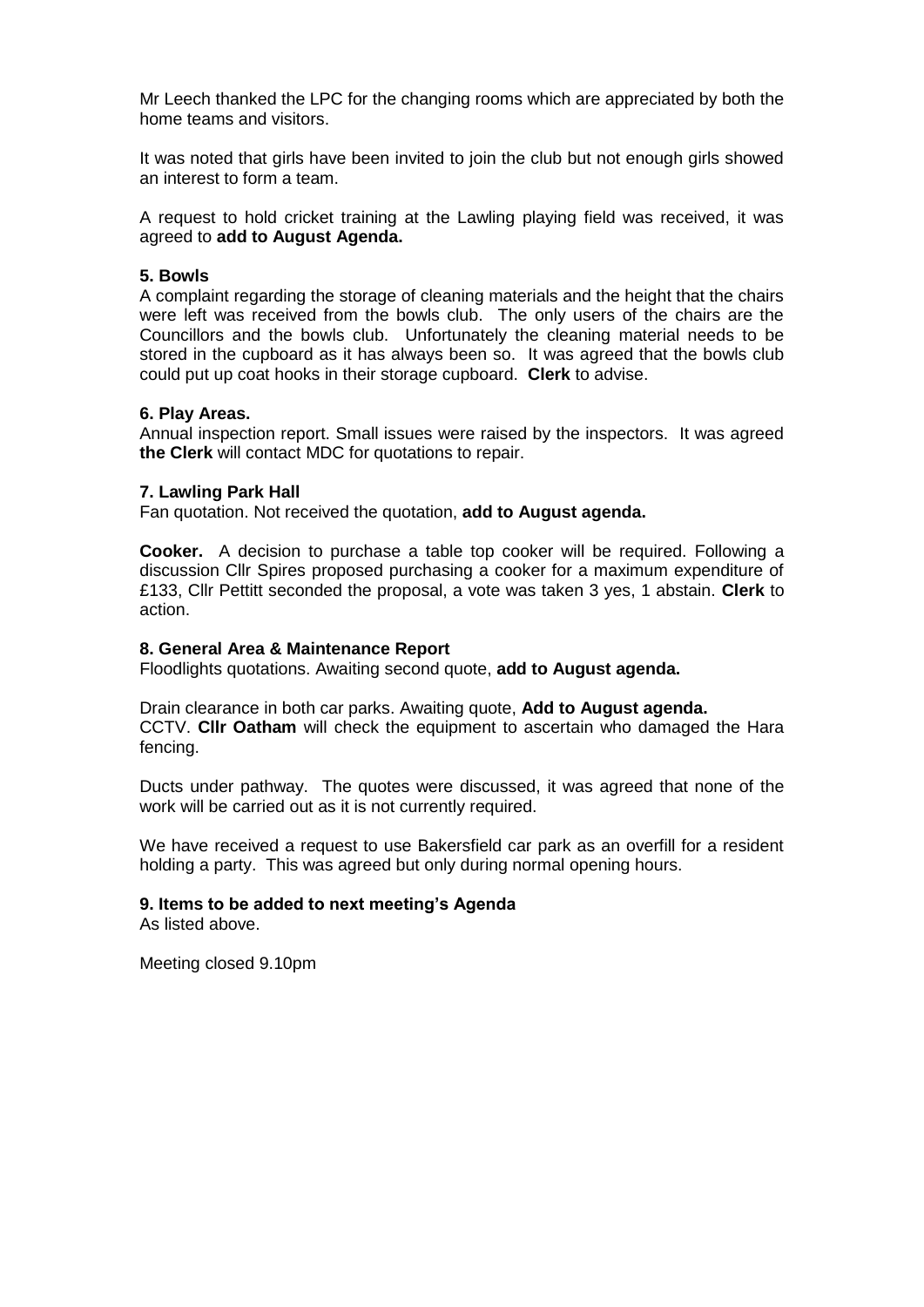Mr Leech thanked the LPC for the changing rooms which are appreciated by both the home teams and visitors.

It was noted that girls have been invited to join the club but not enough girls showed an interest to form a team.

A request to hold cricket training at the Lawling playing field was received, it was agreed to **add to August Agenda.**

**5. Bowls**
A complaint regarding the storage of cleaning materials and the height that the chairs were left was received from the bowls club. The only users of the chairs are the Councillors and the bowls club. Unfortunately the cleaning material needs to be stored in the cupboard as it has always been so. It was agreed that the bowls club could put up coat hooks in their storage cupboard. **Clerk** to advise.

**6. Play Areas.**
Annual inspection report. Small issues were raised by the inspectors. It was agreed **the Clerk** will contact MDC for quotations to repair.

**7. Lawling Park Hall**
Fan quotation. Not received the quotation, **add to August agenda.**

**Cooker.** A decision to purchase a table top cooker will be required. Following a discussion Cllr Spires proposed purchasing a cooker for a maximum expenditure of £133, Cllr Pettitt seconded the proposal, a vote was taken 3 yes, 1 abstain. **Clerk** to action.

**8. General Area & Maintenance Report**
Floodlights quotations. Awaiting second quote, **add to August agenda.**

Drain clearance in both car parks. Awaiting quote, **Add to August agenda.**
CCTV. **Cllr Oatham** will check the equipment to ascertain who damaged the Hara fencing.

Ducts under pathway. The quotes were discussed, it was agreed that none of the work will be carried out as it is not currently required.

We have received a request to use Bakersfield car park as an overfill for a resident holding a party. This was agreed but only during normal opening hours.

**9. Items to be added to next meeting's Agenda**
As listed above.

Meeting closed 9.10pm